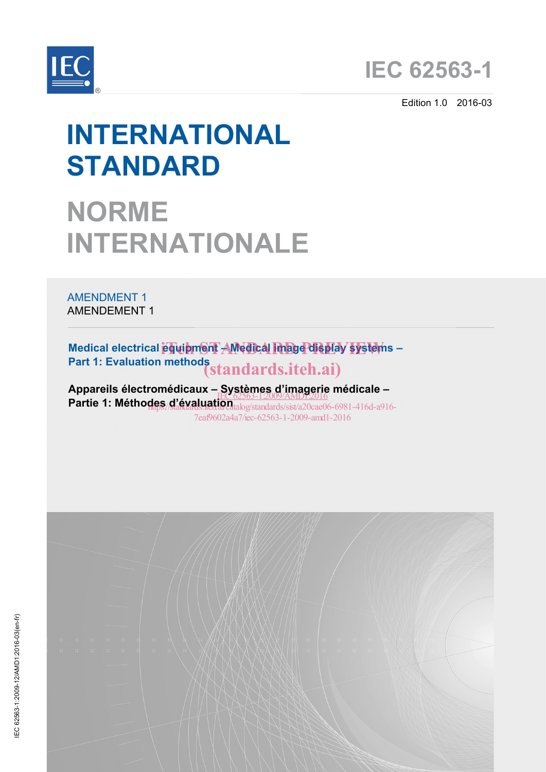IEC 62563-1

Edition 1.0 2016-03

# INTERNATIONAL STANDARD

# NORME INTERNATIONALE

AMENDMENT 1
AMENDEMENT 1

**Medical electrical equipment – Medical image display systems –**
**Part 1: Evaluation methods**

**Appareils électromédicaux – Systèmes d'imagerie médicale –**
**Partie 1: Méthodes d'évaluation**

IEC 62563-1:2009-12/AMD1:2016-03(en-fr)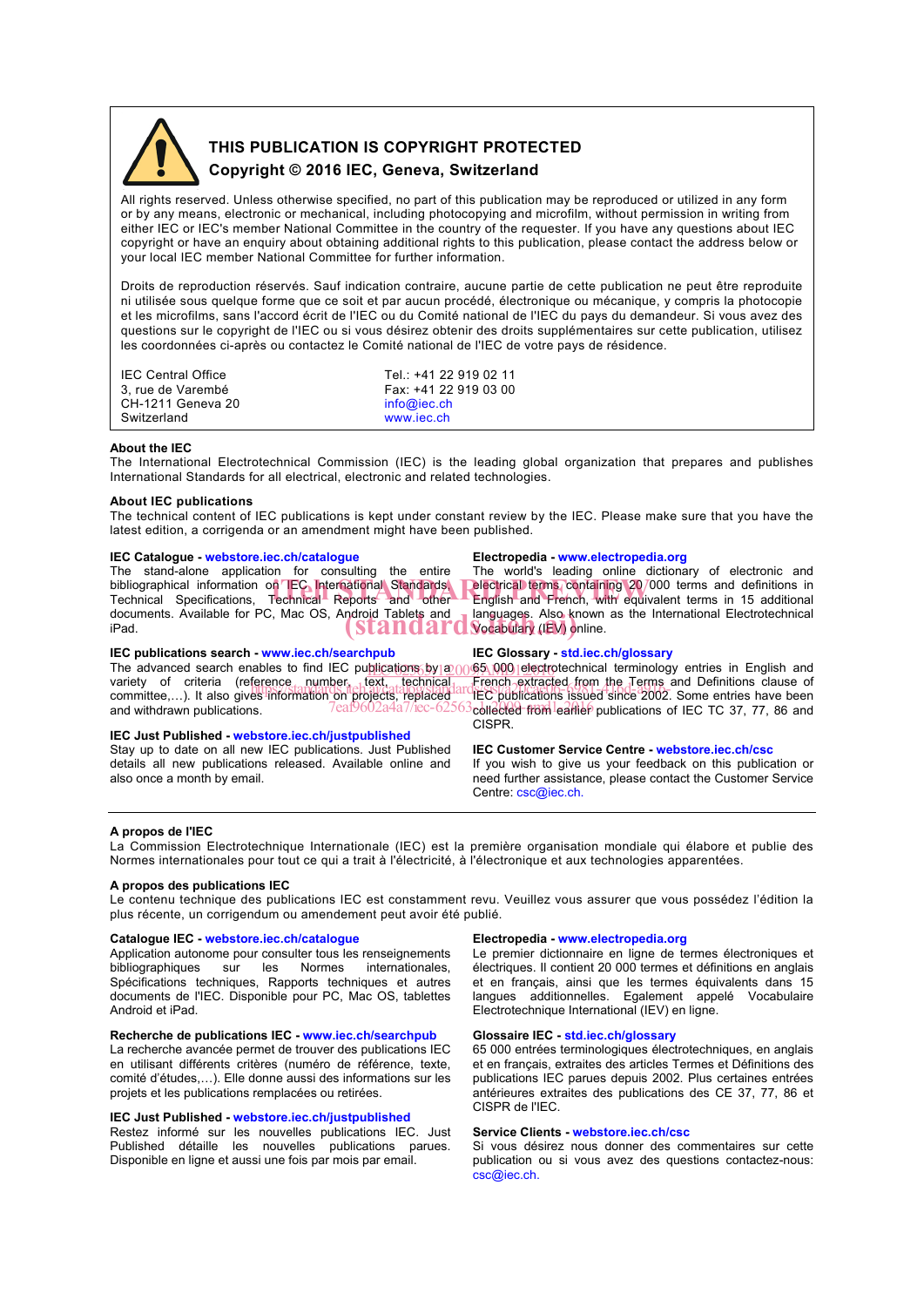## THIS PUBLICATION IS COPYRIGHT PROTECTED

**Copyright © 2016 IEC, Geneva, Switzerland**

All rights reserved. Unless otherwise specified, no part of this publication may be reproduced or utilized in any form or by any means, electronic or mechanical, including photocopying and microfilm, without permission in writing from either IEC or IEC's member National Committee in the country of the requester. If you have any questions about IEC copyright or have an enquiry about obtaining additional rights to this publication, please contact the address below or your local IEC member National Committee for further information.

Droits de reproduction réservés. Sauf indication contraire, aucune partie de cette publication ne peut être reproduite ni utilisée sous quelque forme que ce soit et par aucun procédé, électronique ou mécanique, y compris la photocopie et les microfilms, sans l'accord écrit de l'IEC ou du Comité national de l'IEC du pays du demandeur. Si vous avez des questions sur le copyright de l'IEC ou si vous désirez obtenir des droits supplémentaires sur cette publication, utilisez les coordonnées ci-après ou contactez le Comité national de l'IEC de votre pays de résidence.

IEC Central Office
3, rue de Varembé
CH-1211 Geneva 20
Switzerland

Tel.: +41 22 919 02 11
Fax: +41 22 919 03 00
info@iec.ch
www.iec.ch

**About the IEC**

The International Electrotechnical Commission (IEC) is the leading global organization that prepares and publishes International Standards for all electrical, electronic and related technologies.

**About IEC publications**

The technical content of IEC publications is kept under constant review by the IEC. Please make sure that you have the latest edition, a corrigenda or an amendment might have been published.

**IEC Catalogue - webstore.iec.ch/catalogue**
The stand-alone application for consulting the entire bibliographical information on IEC International Standards, Technical Specifications, Technical Reports and other documents. Available for PC, Mac OS, Android Tablets and iPad.

**IEC publications search - www.iec.ch/searchpub**
The advanced search enables to find IEC publications by a variety of criteria (reference number, text, technical committee,…). It also gives information on projects, replaced and withdrawn publications.

**IEC Just Published - webstore.iec.ch/justpublished**
Stay up to date on all new IEC publications. Just Published details all new publications released. Available online and also once a month by email.

**Electropedia - www.electropedia.org**
The world's leading online dictionary of electronic and electrical terms, containing 20 000 terms and definitions in English and French, with equivalent terms in 15 additional languages. Also known as the International Electrotechnical Vocabulary (IEV) online.

**IEC Glossary - std.iec.ch/glossary**
65 000 electrotechnical terminology entries in English and French extracted from the Terms and Definitions clause of IEC publications issued since 2002. Some entries have been collected from earlier publications of IEC TC 37, 77, 86 and CISPR.

**IEC Customer Service Centre - webstore.iec.ch/csc**
If you wish to give us your feedback on this publication or need further assistance, please contact the Customer Service Centre: csc@iec.ch.

**A propos de l'IEC**

La Commission Electrotechnique Internationale (IEC) est la première organisation mondiale qui élabore et publie des Normes internationales pour tout ce qui a trait à l'électricité, à l'électronique et aux technologies apparentées.

**A propos des publications IEC**

Le contenu technique des publications IEC est constamment revu. Veuillez vous assurer que vous possédez l'édition la plus récente, un corrigendum ou amendement peut avoir été publié.

**Catalogue IEC - webstore.iec.ch/catalogue**
Application autonome pour consulter tous les renseignements bibliographiques sur les Normes internationales, Spécifications techniques, Rapports techniques et autres documents de l'IEC. Disponible pour PC, Mac OS, tablettes Android et iPad.

**Recherche de publications IEC - www.iec.ch/searchpub**
La recherche avancée permet de trouver des publications IEC en utilisant différents critères (numéro de référence, texte, comité d'études,…). Elle donne aussi des informations sur les projets et les publications remplacées ou retirées.

**IEC Just Published - webstore.iec.ch/justpublished**
Restez informé sur les nouvelles publications IEC. Just Published détaille les nouvelles publications parues. Disponible en ligne et aussi une fois par mois par email.

**Electropedia - www.electropedia.org**
Le premier dictionnaire en ligne de termes électroniques et électriques. Il contient 20 000 termes et définitions en anglais et en français, ainsi que les termes équivalents dans 15 langues additionnelles. Egalement appelé Vocabulaire Electrotechnique International (IEV) en ligne.

**Glossaire IEC - std.iec.ch/glossary**
65 000 entrées terminologiques électrotechniques, en anglais et en français, extraites des articles Termes et Définitions des publications IEC parues depuis 2002. Plus certaines entrées antérieures extraites des publications des CE 37, 77, 86 et CISPR de l'IEC.

**Service Clients - webstore.iec.ch/csc**
Si vous désirez nous donner des commentaires sur cette publication ou si vous avez des questions contactez-nous: csc@iec.ch.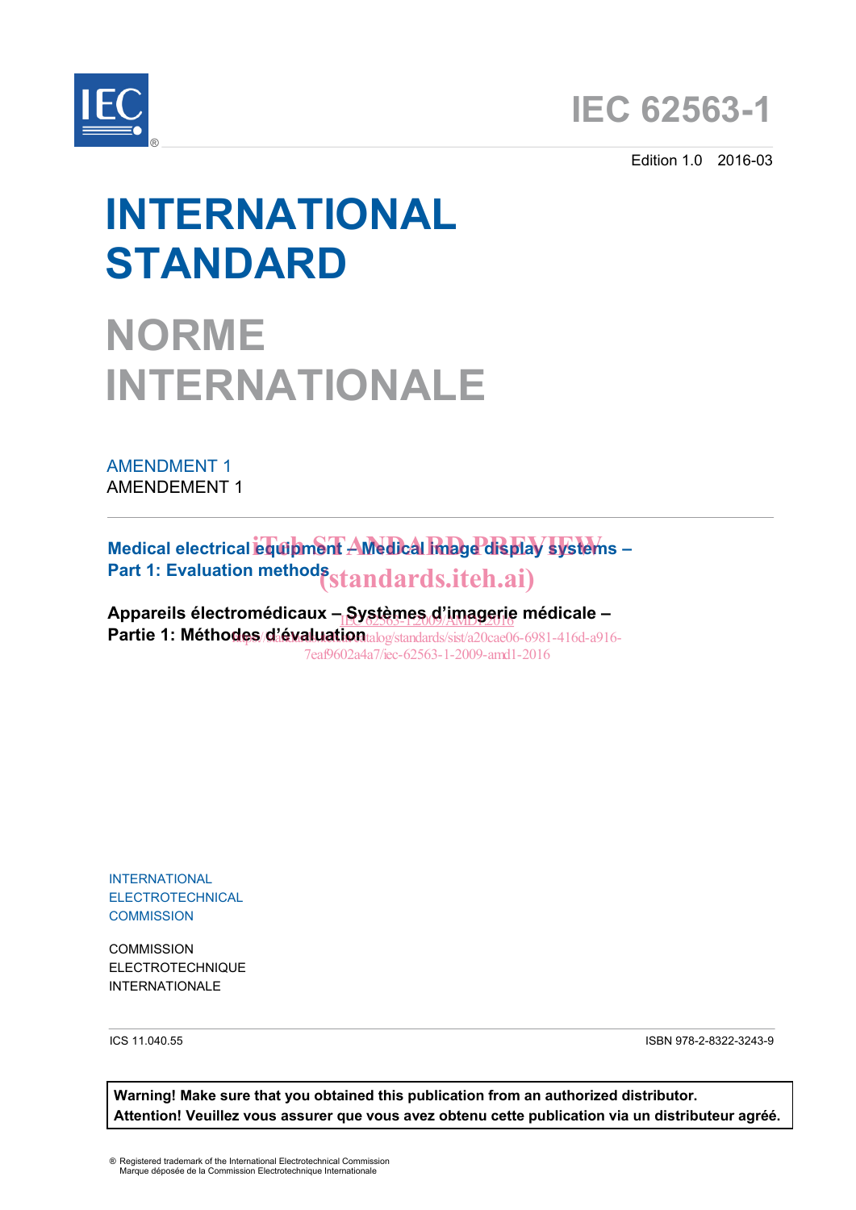# IEC 62563-1

Edition 1.0 2016-03

# INTERNATIONAL STANDARD

# NORME INTERNATIONALE

AMENDMENT 1
AMENDEMENT 1

**Medical electrical equipment – Medical image display systems –**
**Part 1: Evaluation methods**

**Appareils électromédicaux – Systèmes d'imagerie médicale –**
**Partie 1: Méthodes d'évaluation**

INTERNATIONAL
ELECTROTECHNICAL
COMMISSION

COMMISSION
ELECTROTECHNIQUE
INTERNATIONALE

ICS 11.040.55

ISBN 978-2-8322-3243-9

**Warning! Make sure that you obtained this publication from an authorized distributor.**
**Attention! Veuillez vous assurer que vous avez obtenu cette publication via un distributeur agréé.**

® Registered trademark of the International Electrotechnical Commission
Marque déposée de la Commission Electrotechnique Internationale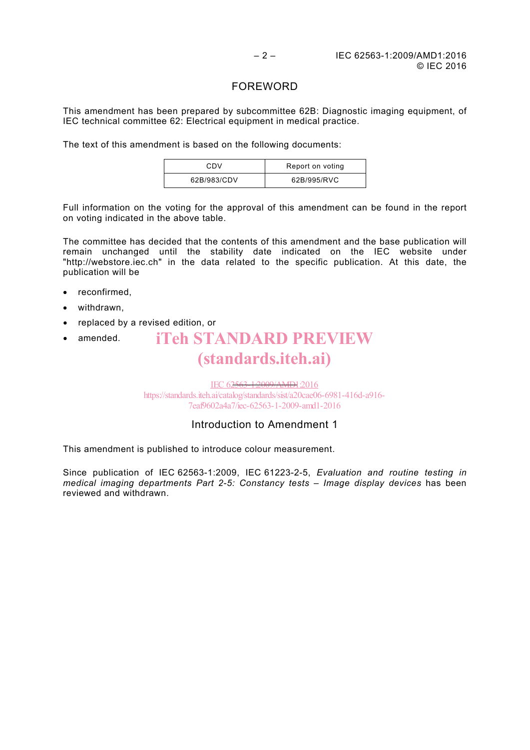# FOREWORD

This amendment has been prepared by subcommittee 62B: Diagnostic imaging equipment, of IEC technical committee 62: Electrical equipment in medical practice.

The text of this amendment is based on the following documents:

| CDV | Report on voting |
|---|---|
| 62B/983/CDV | 62B/995/RVC |

Full information on the voting for the approval of this amendment can be found in the report on voting indicated in the above table.

The committee has decided that the contents of this amendment and the base publication will remain unchanged until the stability date indicated on the IEC website under "http://webstore.iec.ch" in the data related to the specific publication. At this date, the publication will be

- reconfirmed,
- withdrawn,
- replaced by a revised edition, or
- amended.

## Introduction to Amendment 1

This amendment is published to introduce colour measurement.

Since publication of IEC 62563-1:2009, IEC 61223-2-5, *Evaluation and routine testing in medical imaging departments Part 2-5: Constancy tests – Image display devices* has been reviewed and withdrawn.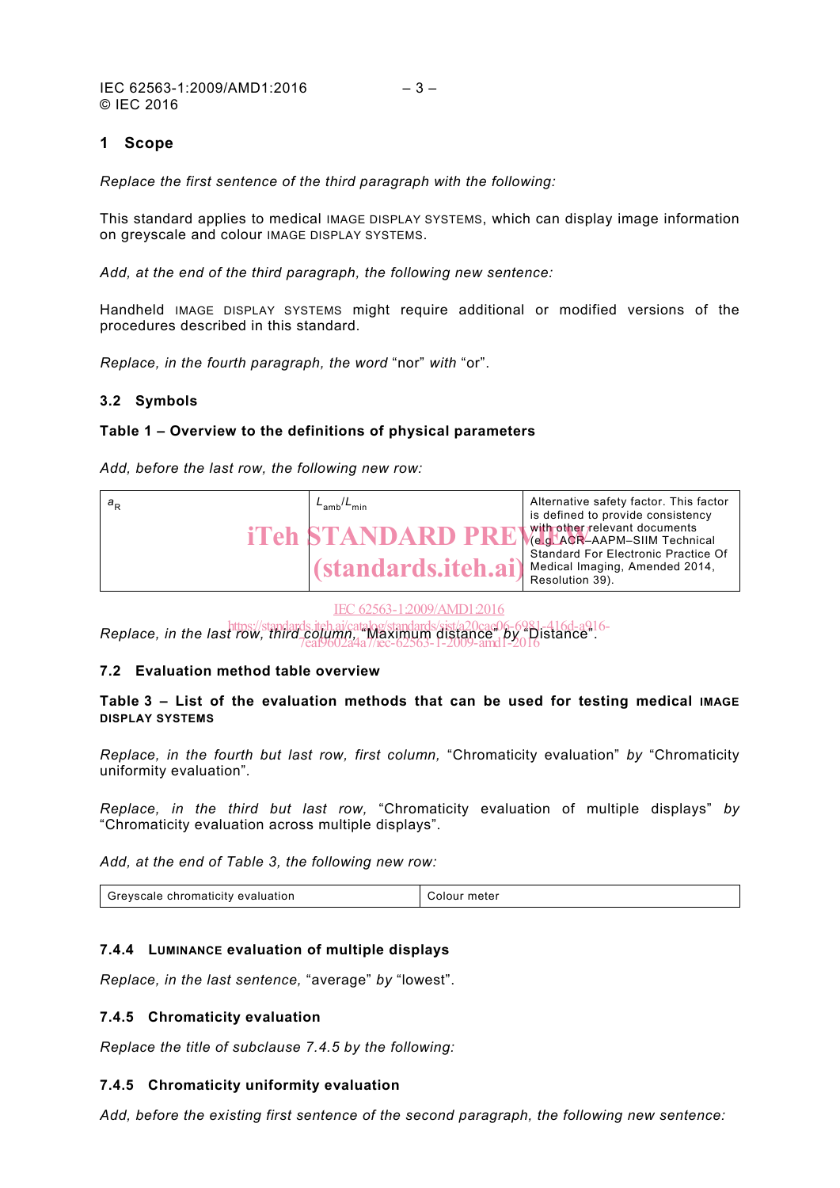## 1 Scope

*Replace the first sentence of the third paragraph with the following:*

This standard applies to medical IMAGE DISPLAY SYSTEMS, which can display image information on greyscale and colour IMAGE DISPLAY SYSTEMS.

*Add, at the end of the third paragraph, the following new sentence:*

Handheld IMAGE DISPLAY SYSTEMS might require additional or modified versions of the procedures described in this standard.

*Replace, in the fourth paragraph, the word* "nor" *with* "or".

### 3.2 Symbols

**Table 1 – Overview to the definitions of physical parameters**

*Add, before the last row, the following new row:*

| | | |
|---|---|---|
| $a_R$ | $L_{amb}/L_{min}$ | Alternative safety factor. This factor is defined to provide consistency with other relevant documents (e.g. ACR–AAPM–SIIM Technical Standard For Electronic Practice Of Medical Imaging, Amended 2014, Resolution 39). |

*Replace, in the last row, third column,* "Maximum distance" *by* "Distance".

### 7.2 Evaluation method table overview

**Table 3 – List of the evaluation methods that can be used for testing medical IMAGE DISPLAY SYSTEMS**

*Replace, in the fourth but last row, first column,* "Chromaticity evaluation" *by* "Chromaticity uniformity evaluation".

*Replace, in the third but last row,* "Chromaticity evaluation of multiple displays" *by* "Chromaticity evaluation across multiple displays".

*Add, at the end of Table 3, the following new row:*

| | |
|---|---|
| Greyscale chromaticity evaluation | Colour meter |

### 7.4.4 LUMINANCE evaluation of multiple displays

*Replace, in the last sentence,* "average" *by* "lowest".

### 7.4.5 Chromaticity evaluation

*Replace the title of subclause 7.4.5 by the following:*

### 7.4.5 Chromaticity uniformity evaluation

*Add, before the existing first sentence of the second paragraph, the following new sentence:*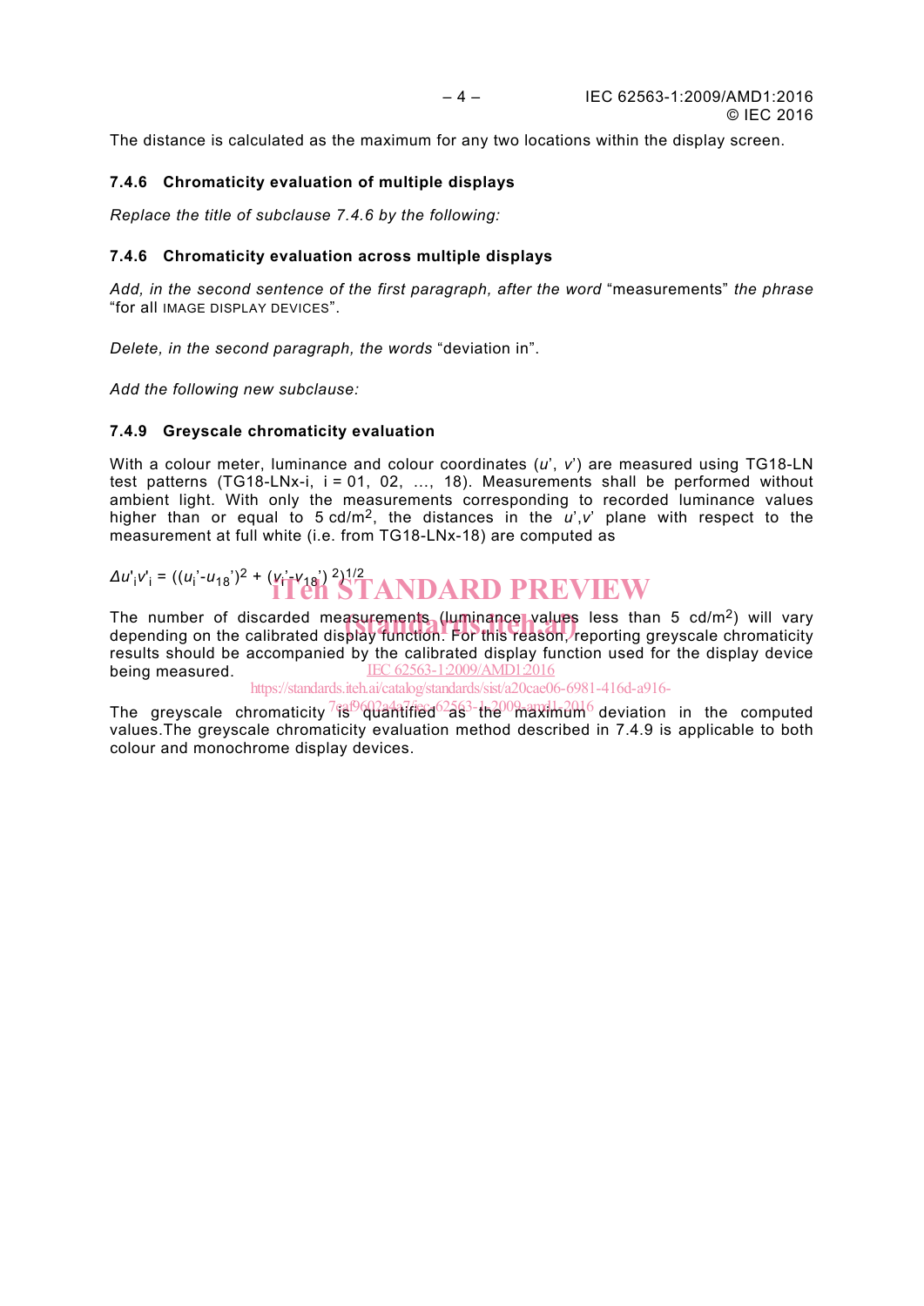The distance is calculated as the maximum for any two locations within the display screen.

### 7.4.6 Chromaticity evaluation of multiple displays

*Replace the title of subclause 7.4.6 by the following:*

### 7.4.6 Chromaticity evaluation across multiple displays

*Add, in the second sentence of the first paragraph, after the word* "measurements" *the phrase* "for all IMAGE DISPLAY DEVICES".

*Delete, in the second paragraph, the words* "deviation in".

*Add the following new subclause:*

### 7.4.9 Greyscale chromaticity evaluation

With a colour meter, luminance and colour coordinates ($u'$, $v'$) are measured using TG18-LN test patterns (TG18-LNx-i, i = 01, 02, …, 18). Measurements shall be performed without ambient light. With only the measurements corresponding to recorded luminance values higher than or equal to 5 cd/m$^2$, the distances in the $u'$,$v'$ plane with respect to the measurement at full white (i.e. from TG18-LNx-18) are computed as

$$\Delta u'_i v'_i = ((u_i' - u_{18}')^2 + (v_i' - v_{18}')^2)^{1/2}$$

The number of discarded measurements (luminance values less than 5 cd/m$^2$) will vary depending on the calibrated display function. For this reason, reporting greyscale chromaticity results should be accompanied by the calibrated display function used for the display device being measured.

The greyscale chromaticity is quantified as the maximum deviation in the computed values.The greyscale chromaticity evaluation method described in 7.4.9 is applicable to both colour and monochrome display devices.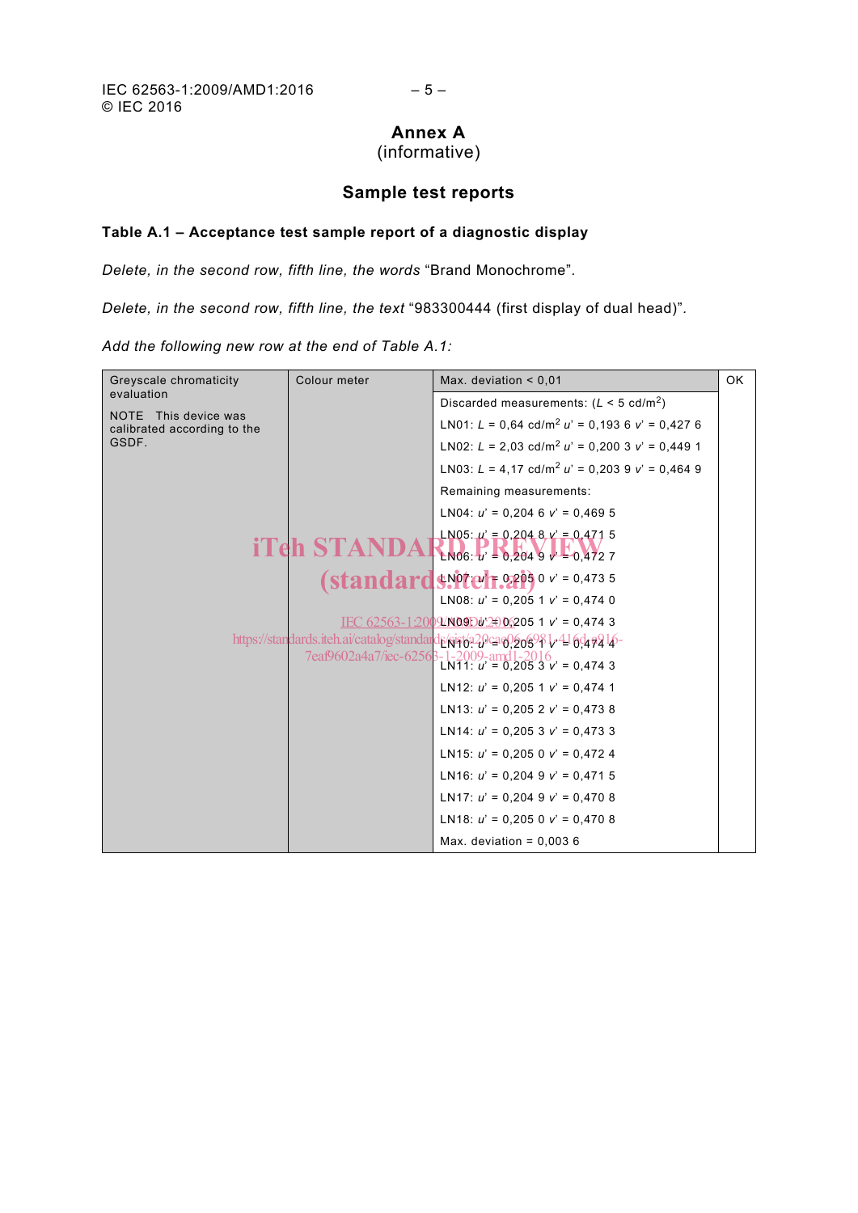# Annex A
(informative)

## Sample test reports

### Table A.1 – Acceptance test sample report of a diagnostic display

*Delete, in the second row, fifth line, the words* "Brand Monochrome".

*Delete, in the second row, fifth line, the text* "983300444 (first display of dual head)".

*Add the following new row at the end of Table A.1:*

| Greyscale chromaticity evaluation<br><br>NOTE This device was calibrated according to the GSDF. | Colour meter | Max. deviation < 0,01 | OK |
|---|---|---|---|
| | | Discarded measurements: ($L$ < 5 cd/m$^2$)<br>LN01: $L$ = 0,64 cd/m$^2$ $u'$ = 0,193 6 $v'$ = 0,427 6<br>LN02: $L$ = 2,03 cd/m$^2$ $u'$ = 0,200 3 $v'$ = 0,449 1<br>LN03: $L$ = 4,17 cd/m$^2$ $u'$ = 0,203 9 $v'$ = 0,464 9<br>Remaining measurements:<br>LN04: $u'$ = 0,204 6 $v'$ = 0,469 5<br>LN05: $u'$ = 0,204 8 $v'$ = 0,471 5<br>LN06: $u'$ = 0,204 9 $v'$ = 0,472 7<br>LN07: $u'$ = 0,205 0 $v'$ = 0,473 5<br>LN08: $u'$ = 0,205 1 $v'$ = 0,474 0<br>LN09: $u'$ = 0,205 1 $v'$ = 0,474 3<br>LN10: $u'$ = 0,205 1 $v'$ = 0,474 4<br>LN11: $u'$ = 0,205 3 $v'$ = 0,474 3<br>LN12: $u'$ = 0,205 1 $v'$ = 0,474 1<br>LN13: $u'$ = 0,205 2 $v'$ = 0,473 8<br>LN14: $u'$ = 0,205 3 $v'$ = 0,473 3<br>LN15: $u'$ = 0,205 0 $v'$ = 0,472 4<br>LN16: $u'$ = 0,204 9 $v'$ = 0,471 5<br>LN17: $u'$ = 0,204 9 $v'$ = 0,470 8<br>LN18: $u'$ = 0,205 0 $v'$ = 0,470 8<br>Max. deviation = 0,003 6 | |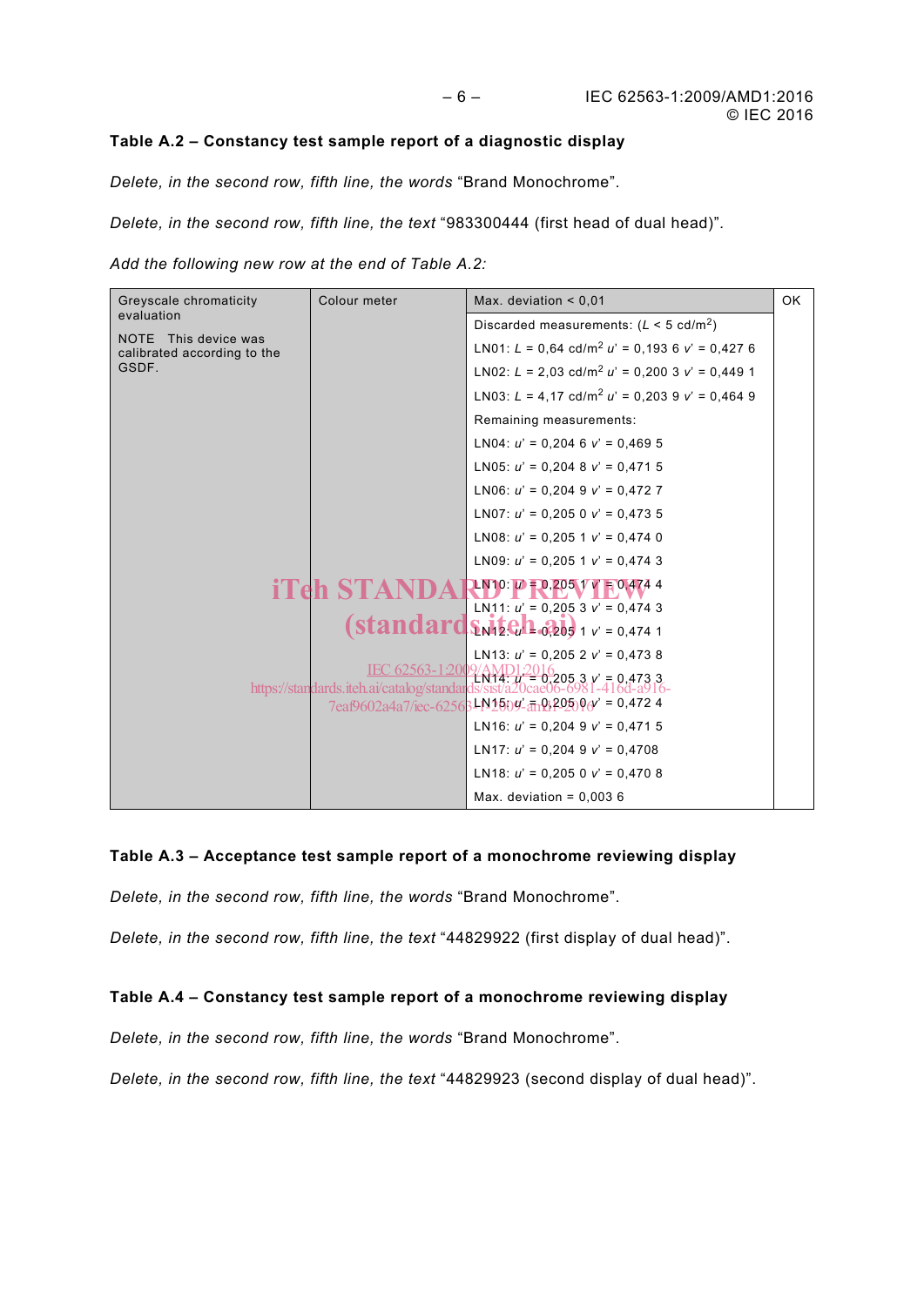### Table A.2 – Constancy test sample report of a diagnostic display

*Delete, in the second row, fifth line, the words* "Brand Monochrome".

*Delete, in the second row, fifth line, the text* "983300444 (first head of dual head)".

*Add the following new row at the end of Table A.2:*

| Greyscale chromaticity evaluation<br><br>NOTE This device was calibrated according to the GSDF. | Colour meter | Max. deviation < 0,01 | OK |
|---|---|---|---|
| | | Discarded measurements: ($L$ < 5 cd/m$^2$) | |
| | | LN01: $L$ = 0,64 cd/m$^2$ $u'$ = 0,193 6 $v'$ = 0,427 6 | |
| | | LN02: $L$ = 2,03 cd/m$^2$ $u'$ = 0,200 3 $v'$ = 0,449 1 | |
| | | LN03: $L$ = 4,17 cd/m$^2$ $u'$ = 0,203 9 $v'$ = 0,464 9 | |
| | | Remaining measurements: | |
| | | LN04: $u'$ = 0,204 6 $v'$ = 0,469 5 | |
| | | LN05: $u'$ = 0,204 8 $v'$ = 0,471 5 | |
| | | LN06: $u'$ = 0,204 9 $v'$ = 0,472 7 | |
| | | LN07: $u'$ = 0,205 0 $v'$ = 0,473 5 | |
| | | LN08: $u'$ = 0,205 1 $v'$ = 0,474 0 | |
| | | LN09: $u'$ = 0,205 1 $v'$ = 0,474 3 | |
| | | LN10: $u'$ = 0,205 1 $v'$ = 0,474 4 | |
| | | LN11: $u'$ = 0,205 3 $v'$ = 0,474 3 | |
| | | LN12: $u'$ = 0,205 1 $v'$ = 0,474 1 | |
| | | LN13: $u'$ = 0,205 2 $v'$ = 0,473 8 | |
| | | LN14: $u'$ = 0,205 3 $v'$ = 0,473 3 | |
| | | LN15: $u'$ = 0,205 0 $v'$ = 0,472 4 | |
| | | LN16: $u'$ = 0,204 9 $v'$ = 0,471 5 | |
| | | LN17: $u'$ = 0,204 9 $v'$ = 0,4708 | |
| | | LN18: $u'$ = 0,205 0 $v'$ = 0,470 8 | |
| | | Max. deviation = 0,003 6 | |

### Table A.3 – Acceptance test sample report of a monochrome reviewing display

*Delete, in the second row, fifth line, the words* "Brand Monochrome".

*Delete, in the second row, fifth line, the text* "44829922 (first display of dual head)".

### Table A.4 – Constancy test sample report of a monochrome reviewing display

*Delete, in the second row, fifth line, the words* "Brand Monochrome".

*Delete, in the second row, fifth line, the text* "44829923 (second display of dual head)".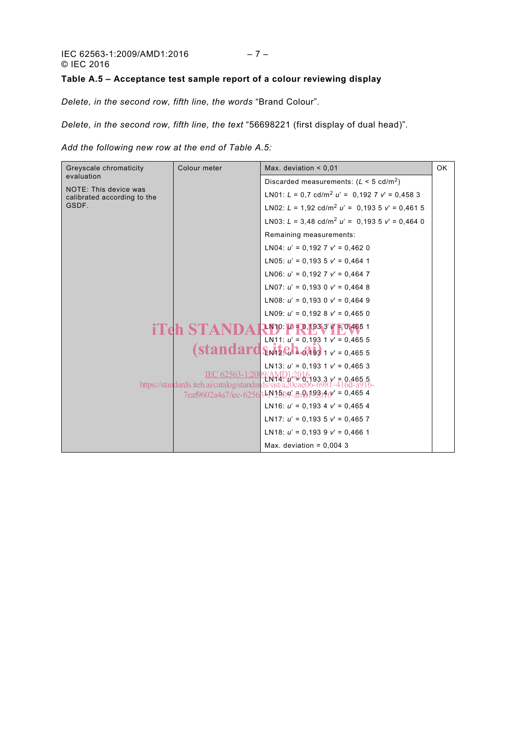**Table A.5 – Acceptance test sample report of a colour reviewing display**

*Delete, in the second row, fifth line, the words* "Brand Colour".

*Delete, in the second row, fifth line, the text* "56698221 (first display of dual head)".

*Add the following new row at the end of Table A.5:*

| Greyscale chromaticity evaluation<br><br>NOTE: This device was calibrated according to the GSDF. | Colour meter | Max. deviation < 0,01<br>Discarded measurements: ($L$ < 5 cd/m$^2$)<br>LN01: $L$ = 0,7 cd/m$^2$ $u'$ = 0,192 7 $v'$ = 0,458 3<br>LN02: $L$ = 1,92 cd/m$^2$ $u'$ = 0,193 5 $v'$ = 0,461 5<br>LN03: $L$ = 3,48 cd/m$^2$ $u'$ = 0,193 5 $v'$ = 0,464 0<br>Remaining measurements:<br>LN04: $u'$ = 0,192 7 $v'$ = 0,462 0<br>LN05: $u'$ = 0,193 5 $v'$ = 0,464 1<br>LN06: $u'$ = 0,192 7 $v'$ = 0,464 7<br>LN07: $u'$ = 0,193 0 $v'$ = 0,464 8<br>LN08: $u'$ = 0,193 0 $v'$ = 0,464 9<br>LN09: $u'$ = 0,192 8 $v'$ = 0,465 0<br>LN10: $u'$ = 0,193 3 $v'$ = 0,465 1<br>LN11: $u'$ = 0,193 1 $v'$ = 0,465 5<br>LN12: $u'$ = 0,193 1 $v'$ = 0,465 5<br>LN13: $u'$ = 0,193 1 $v'$ = 0,465 3<br>LN14: $u'$ = 0,193 3 $v'$ = 0,465 5<br>LN15: $u'$ = 0,193 4 $v'$ = 0,465 4<br>LN16: $u'$ = 0,193 4 $v'$ = 0,465 4<br>LN17: $u'$ = 0,193 5 $v'$ = 0,465 7<br>LN18: $u'$ = 0,193 9 $v'$ = 0,466 1<br>Max. deviation = 0,004 3 | OK |
|---|---|---|---|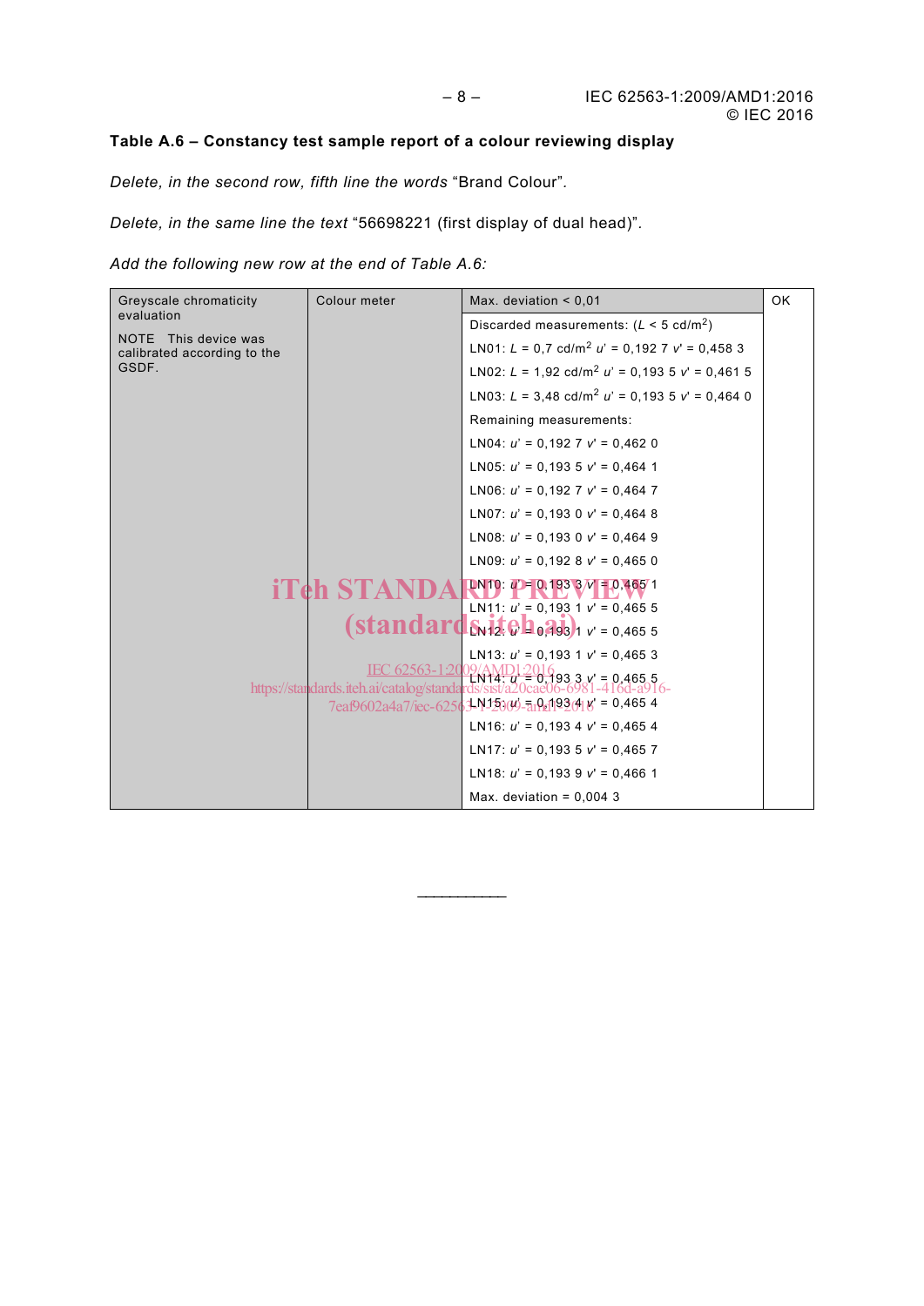### Table A.6 – Constancy test sample report of a colour reviewing display

*Delete, in the second row, fifth line the words* "Brand Colour".

*Delete, in the same line the text* "56698221 (first display of dual head)".

*Add the following new row at the end of Table A.6:*

| Greyscale chromaticity evaluation<br><br>NOTE This device was calibrated according to the GSDF. | Colour meter | Max. deviation < 0,01 | OK |
|---|---|---|---|
| | | Discarded measurements: ($L$ < 5 cd/m[2]) | |
| | | LN01: $L$ = 0,7 cd/m[2] $u'$ = 0,192 7 $v'$ = 0,458 3 | |
| | | LN02: $L$ = 1,92 cd/m[2] $u'$ = 0,193 5 $v'$ = 0,461 5 | |
| | | LN03: $L$ = 3,48 cd/m[2] $u'$ = 0,193 5 $v'$ = 0,464 0 | |
| | | Remaining measurements: | |
| | | LN04: $u'$ = 0,192 7 $v'$ = 0,462 0 | |
| | | LN05: $u'$ = 0,193 5 $v'$ = 0,464 1 | |
| | | LN06: $u'$ = 0,192 7 $v'$ = 0,464 7 | |
| | | LN07: $u'$ = 0,193 0 $v'$ = 0,464 8 | |
| | | LN08: $u'$ = 0,193 0 $v'$ = 0,464 9 | |
| | | LN09: $u'$ = 0,192 8 $v'$ = 0,465 0 | |
| | | LN10: $u'$ = 0,193 3 $v'$ = 0,465 1 | |
| | | LN11: $u'$ = 0,193 1 $v'$ = 0,465 5 | |
| | | LN12: $u'$ = 0,193 1 $v'$ = 0,465 5 | |
| | | LN13: $u'$ = 0,193 1 $v'$ = 0,465 3 | |
| | | LN14: $u'$ = 0,193 3 $v'$ = 0,465 5 | |
| | | LN15: $u'$ = 0,193 4 $v'$ = 0,465 4 | |
| | | LN16: $u'$ = 0,193 4 $v'$ = 0,465 4 | |
| | | LN17: $u'$ = 0,193 5 $v'$ = 0,465 7 | |
| | | LN18: $u'$ = 0,193 9 $v'$ = 0,466 1 | |
| | | Max. deviation = 0,004 3 | |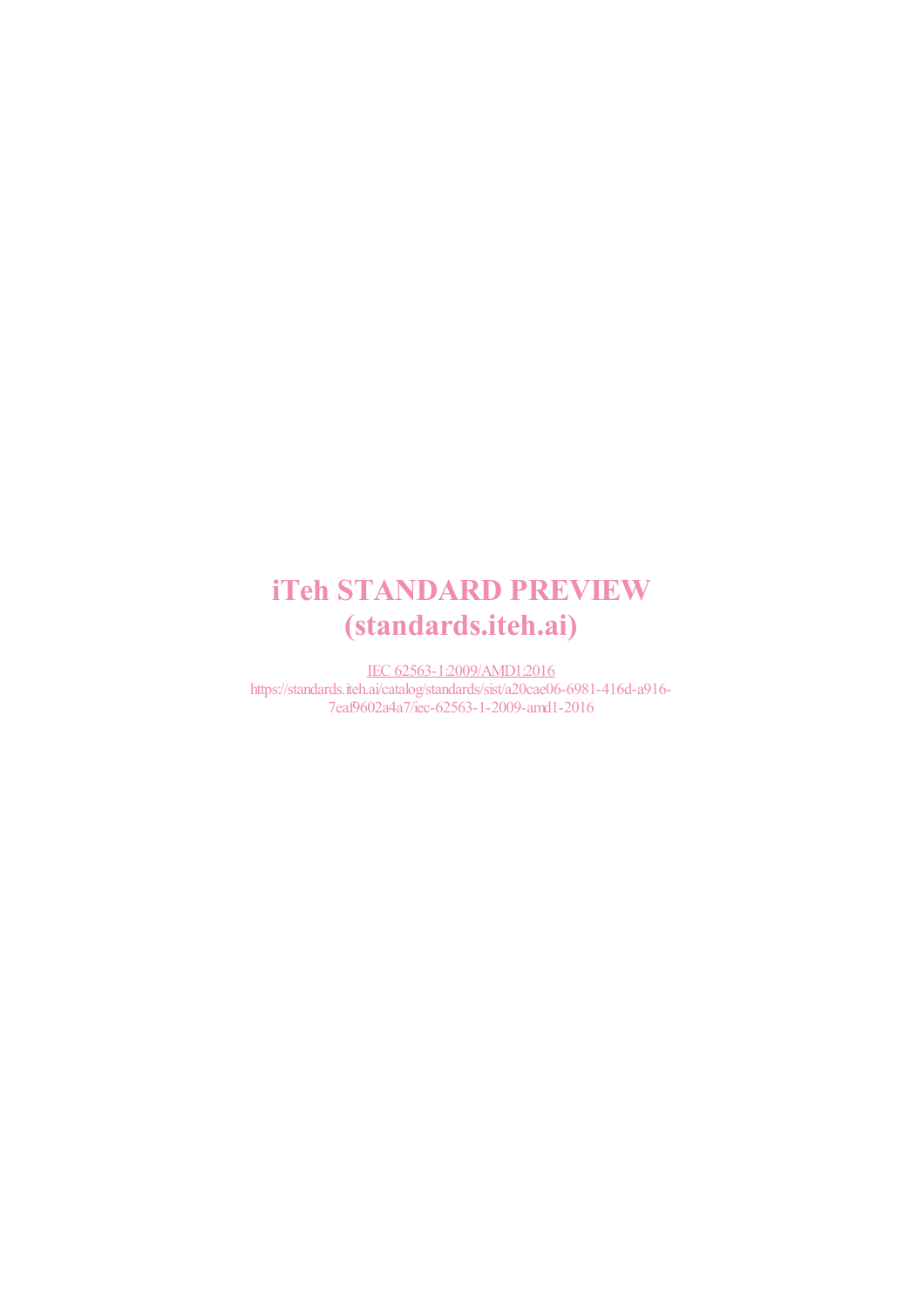iTeh STANDARD PREVIEW
(standards.iteh.ai)

IEC 62563-1:2009/AMD1:2016
https://standards.iteh.ai/catalog/standards/sist/a20cae06-6981-416d-a916-7eaf9602a4a7/iec-62563-1-2009-amd1-2016